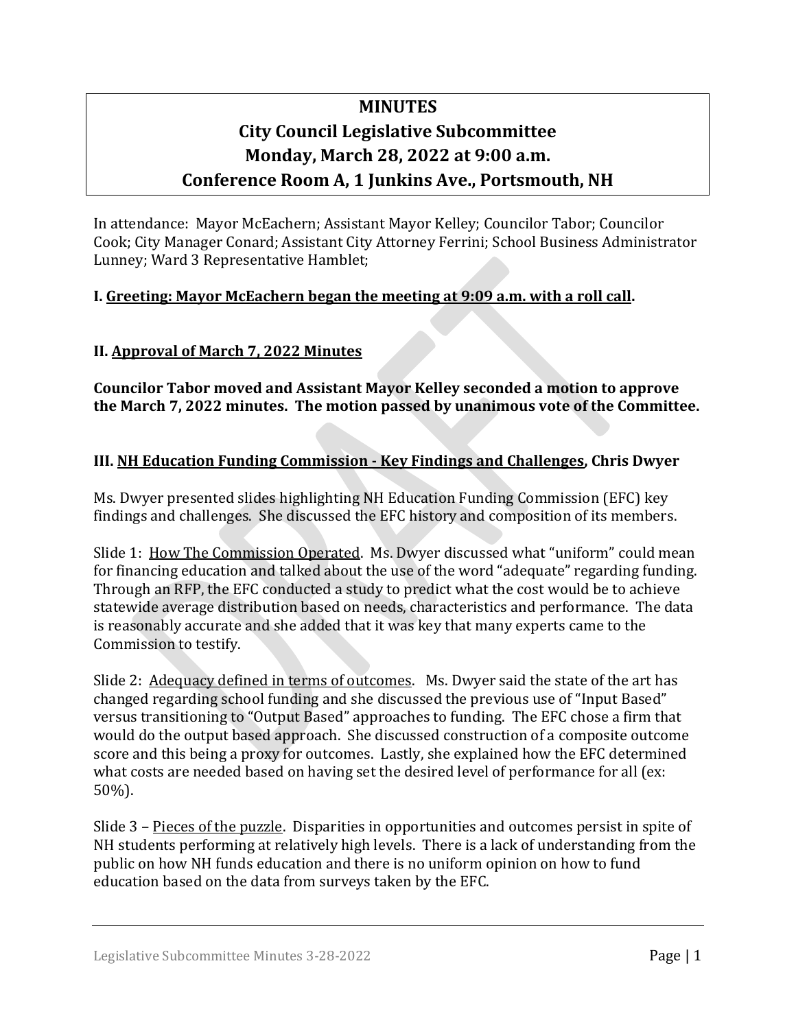# MINUTES
## City Council Legislative Subcommittee
## Monday, March 28, 2022 at 9:00 a.m.
## Conference Room A, 1 Junkins Ave., Portsmouth, NH

In attendance: Mayor McEachern; Assistant Mayor Kelley; Councilor Tabor; Councilor Cook; City Manager Conard; Assistant City Attorney Ferrini; School Business Administrator Lunney; Ward 3 Representative Hamblet;

**I. <u>Greeting: Mayor McEachern began the meeting at 9:09 a.m. with a roll call</u>.**

**II. <u>Approval of March 7, 2022 Minutes</u>**

**Councilor Tabor moved and Assistant Mayor Kelley seconded a motion to approve the March 7, 2022 minutes. The motion passed by unanimous vote of the Committee.**

**III. <u>NH Education Funding Commission - Key Findings and Challenges</u>, Chris Dwyer**

Ms. Dwyer presented slides highlighting NH Education Funding Commission (EFC) key findings and challenges. She discussed the EFC history and composition of its members.

Slide 1: <u>How The Commission Operated</u>. Ms. Dwyer discussed what "uniform" could mean for financing education and talked about the use of the word "adequate" regarding funding. Through an RFP, the EFC conducted a study to predict what the cost would be to achieve statewide average distribution based on needs, characteristics and performance. The data is reasonably accurate and she added that it was key that many experts came to the Commission to testify.

Slide 2: <u>Adequacy defined in terms of outcomes</u>. Ms. Dwyer said the state of the art has changed regarding school funding and she discussed the previous use of "Input Based" versus transitioning to "Output Based" approaches to funding. The EFC chose a firm that would do the output based approach. She discussed construction of a composite outcome score and this being a proxy for outcomes. Lastly, she explained how the EFC determined what costs are needed based on having set the desired level of performance for all (ex: 50%).

Slide 3 – <u>Pieces of the puzzle</u>. Disparities in opportunities and outcomes persist in spite of NH students performing at relatively high levels. There is a lack of understanding from the public on how NH funds education and there is no uniform opinion on how to fund education based on the data from surveys taken by the EFC.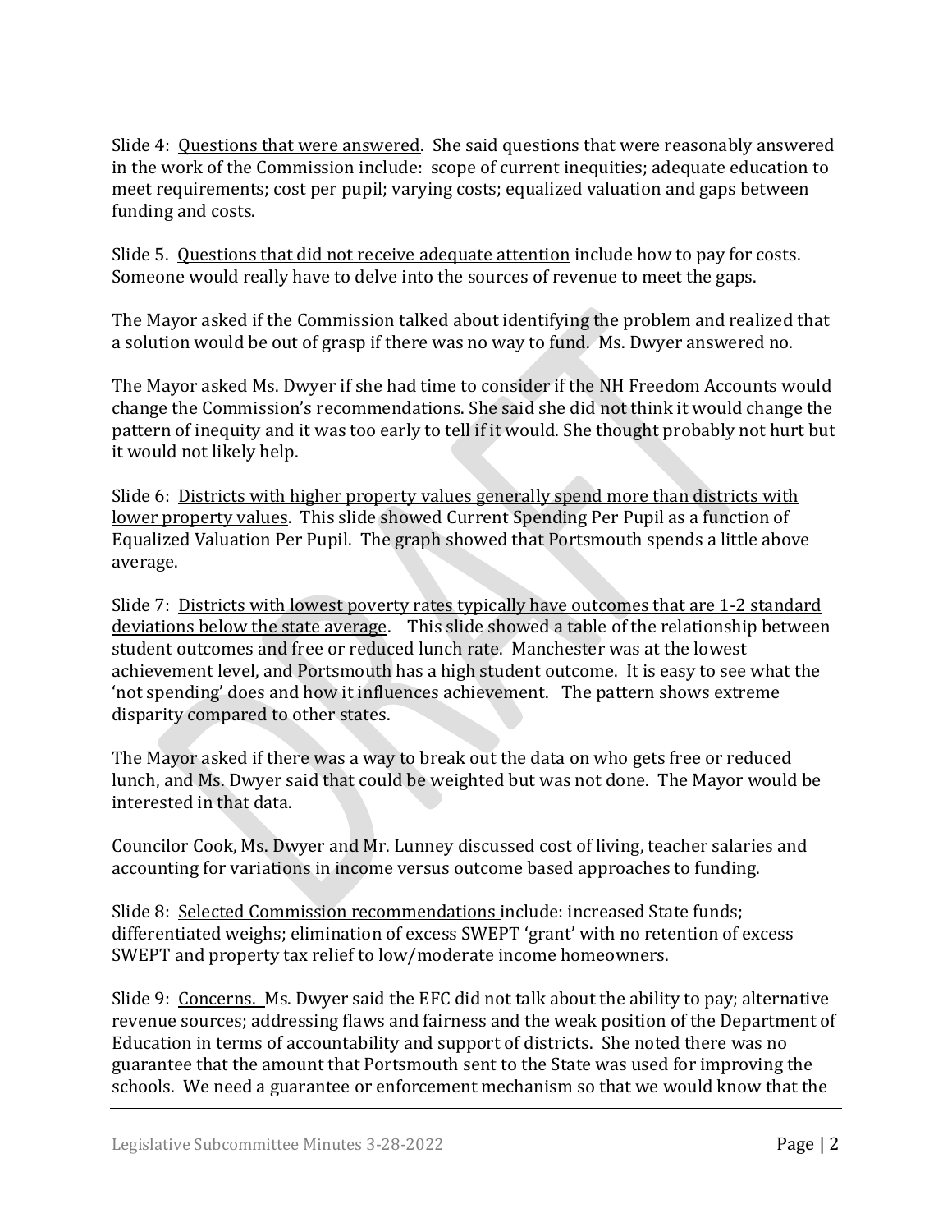Slide 4: Questions that were answered. She said questions that were reasonably answered in the work of the Commission include: scope of current inequities; adequate education to meet requirements; cost per pupil; varying costs; equalized valuation and gaps between funding and costs.

Slide 5. Questions that did not receive adequate attention include how to pay for costs. Someone would really have to delve into the sources of revenue to meet the gaps.

The Mayor asked if the Commission talked about identifying the problem and realized that a solution would be out of grasp if there was no way to fund. Ms. Dwyer answered no.

The Mayor asked Ms. Dwyer if she had time to consider if the NH Freedom Accounts would change the Commission's recommendations. She said she did not think it would change the pattern of inequity and it was too early to tell if it would. She thought probably not hurt but it would not likely help.

Slide 6: Districts with higher property values generally spend more than districts with lower property values. This slide showed Current Spending Per Pupil as a function of Equalized Valuation Per Pupil. The graph showed that Portsmouth spends a little above average.

Slide 7: Districts with lowest poverty rates typically have outcomes that are 1-2 standard deviations below the state average. This slide showed a table of the relationship between student outcomes and free or reduced lunch rate. Manchester was at the lowest achievement level, and Portsmouth has a high student outcome. It is easy to see what the 'not spending' does and how it influences achievement. The pattern shows extreme disparity compared to other states.

The Mayor asked if there was a way to break out the data on who gets free or reduced lunch, and Ms. Dwyer said that could be weighted but was not done. The Mayor would be interested in that data.

Councilor Cook, Ms. Dwyer and Mr. Lunney discussed cost of living, teacher salaries and accounting for variations in income versus outcome based approaches to funding.

Slide 8: Selected Commission recommendations include: increased State funds; differentiated weighs; elimination of excess SWEPT 'grant' with no retention of excess SWEPT and property tax relief to low/moderate income homeowners.

Slide 9: Concerns. Ms. Dwyer said the EFC did not talk about the ability to pay; alternative revenue sources; addressing flaws and fairness and the weak position of the Department of Education in terms of accountability and support of districts. She noted there was no guarantee that the amount that Portsmouth sent to the State was used for improving the schools. We need a guarantee or enforcement mechanism so that we would know that the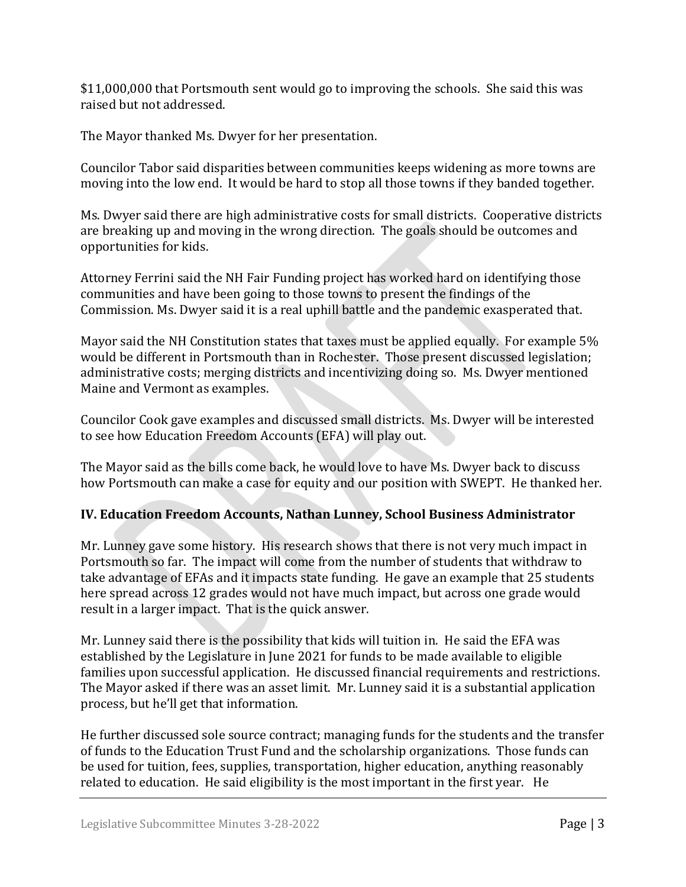$11,000,000 that Portsmouth sent would go to improving the schools. She said this was raised but not addressed.

The Mayor thanked Ms. Dwyer for her presentation.

Councilor Tabor said disparities between communities keeps widening as more towns are moving into the low end. It would be hard to stop all those towns if they banded together.

Ms. Dwyer said there are high administrative costs for small districts. Cooperative districts are breaking up and moving in the wrong direction. The goals should be outcomes and opportunities for kids.

Attorney Ferrini said the NH Fair Funding project has worked hard on identifying those communities and have been going to those towns to present the findings of the Commission. Ms. Dwyer said it is a real uphill battle and the pandemic exasperated that.

Mayor said the NH Constitution states that taxes must be applied equally. For example 5% would be different in Portsmouth than in Rochester. Those present discussed legislation; administrative costs; merging districts and incentivizing doing so. Ms. Dwyer mentioned Maine and Vermont as examples.

Councilor Cook gave examples and discussed small districts. Ms. Dwyer will be interested to see how Education Freedom Accounts (EFA) will play out.

The Mayor said as the bills come back, he would love to have Ms. Dwyer back to discuss how Portsmouth can make a case for equity and our position with SWEPT. He thanked her.

**IV. Education Freedom Accounts, Nathan Lunney, School Business Administrator**

Mr. Lunney gave some history. His research shows that there is not very much impact in Portsmouth so far. The impact will come from the number of students that withdraw to take advantage of EFAs and it impacts state funding. He gave an example that 25 students here spread across 12 grades would not have much impact, but across one grade would result in a larger impact. That is the quick answer.

Mr. Lunney said there is the possibility that kids will tuition in. He said the EFA was established by the Legislature in June 2021 for funds to be made available to eligible families upon successful application. He discussed financial requirements and restrictions. The Mayor asked if there was an asset limit. Mr. Lunney said it is a substantial application process, but he'll get that information.

He further discussed sole source contract; managing funds for the students and the transfer of funds to the Education Trust Fund and the scholarship organizations. Those funds can be used for tuition, fees, supplies, transportation, higher education, anything reasonably related to education. He said eligibility is the most important in the first year. He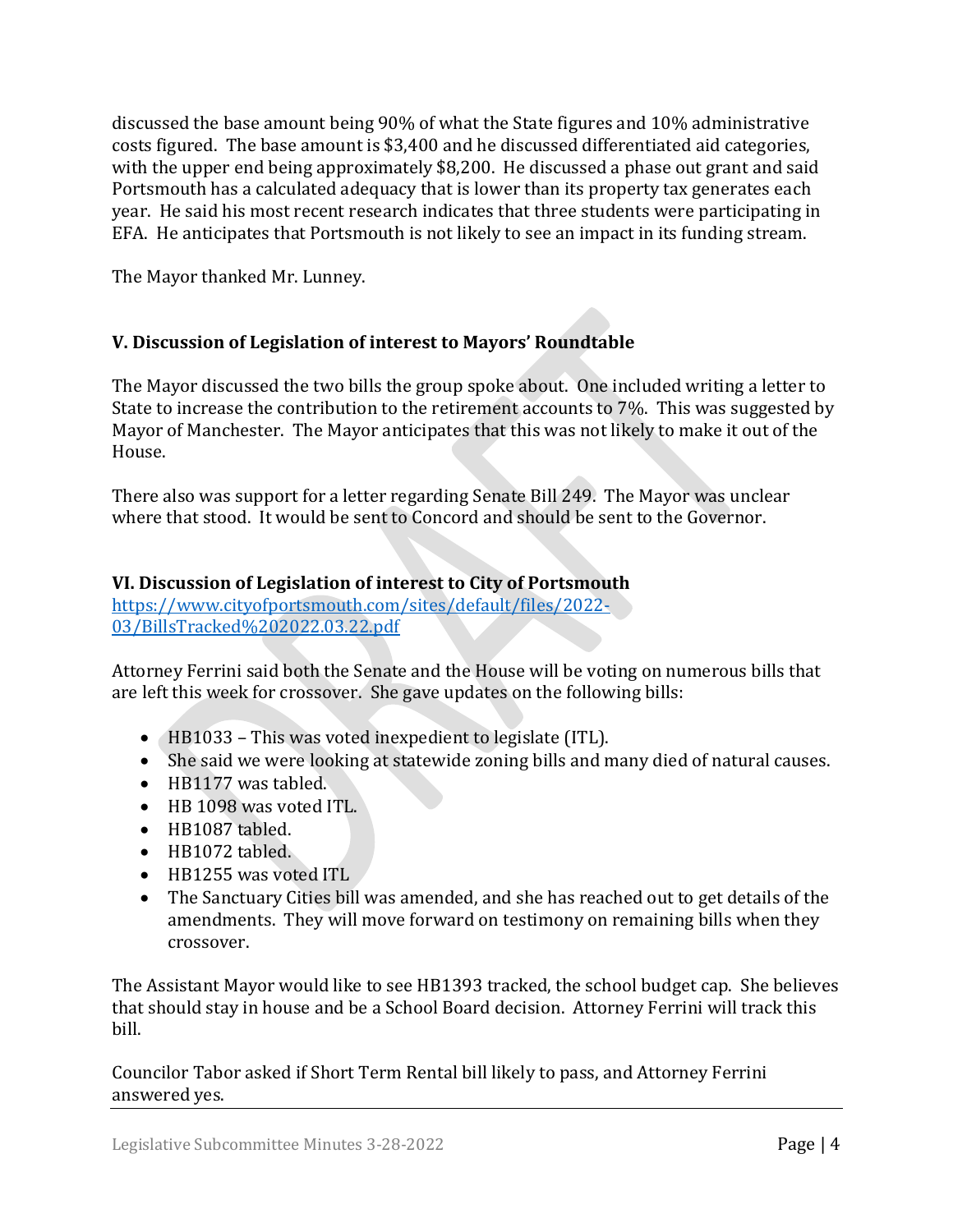discussed the base amount being 90% of what the State figures and 10% administrative costs figured. The base amount is $3,400 and he discussed differentiated aid categories, with the upper end being approximately $8,200. He discussed a phase out grant and said Portsmouth has a calculated adequacy that is lower than its property tax generates each year. He said his most recent research indicates that three students were participating in EFA. He anticipates that Portsmouth is not likely to see an impact in its funding stream.

The Mayor thanked Mr. Lunney.

### V. Discussion of Legislation of interest to Mayors' Roundtable

The Mayor discussed the two bills the group spoke about. One included writing a letter to State to increase the contribution to the retirement accounts to 7%. This was suggested by Mayor of Manchester. The Mayor anticipates that this was not likely to make it out of the House.

There also was support for a letter regarding Senate Bill 249. The Mayor was unclear where that stood. It would be sent to Concord and should be sent to the Governor.

### VI. Discussion of Legislation of interest to City of Portsmouth

[https://www.cityofportsmouth.com/sites/default/files/2022-03/BillsTracked%202022.03.22.pdf](https://www.cityofportsmouth.com/sites/default/files/2022-03/BillsTracked%202022.03.22.pdf)

Attorney Ferrini said both the Senate and the House will be voting on numerous bills that are left this week for crossover. She gave updates on the following bills:

- HB1033 – This was voted inexpedient to legislate (ITL).
- She said we were looking at statewide zoning bills and many died of natural causes.
- HB1177 was tabled.
- HB 1098 was voted ITL.
- HB1087 tabled.
- HB1072 tabled.
- HB1255 was voted ITL
- The Sanctuary Cities bill was amended, and she has reached out to get details of the amendments. They will move forward on testimony on remaining bills when they crossover.

The Assistant Mayor would like to see HB1393 tracked, the school budget cap. She believes that should stay in house and be a School Board decision. Attorney Ferrini will track this bill.

Councilor Tabor asked if Short Term Rental bill likely to pass, and Attorney Ferrini answered yes.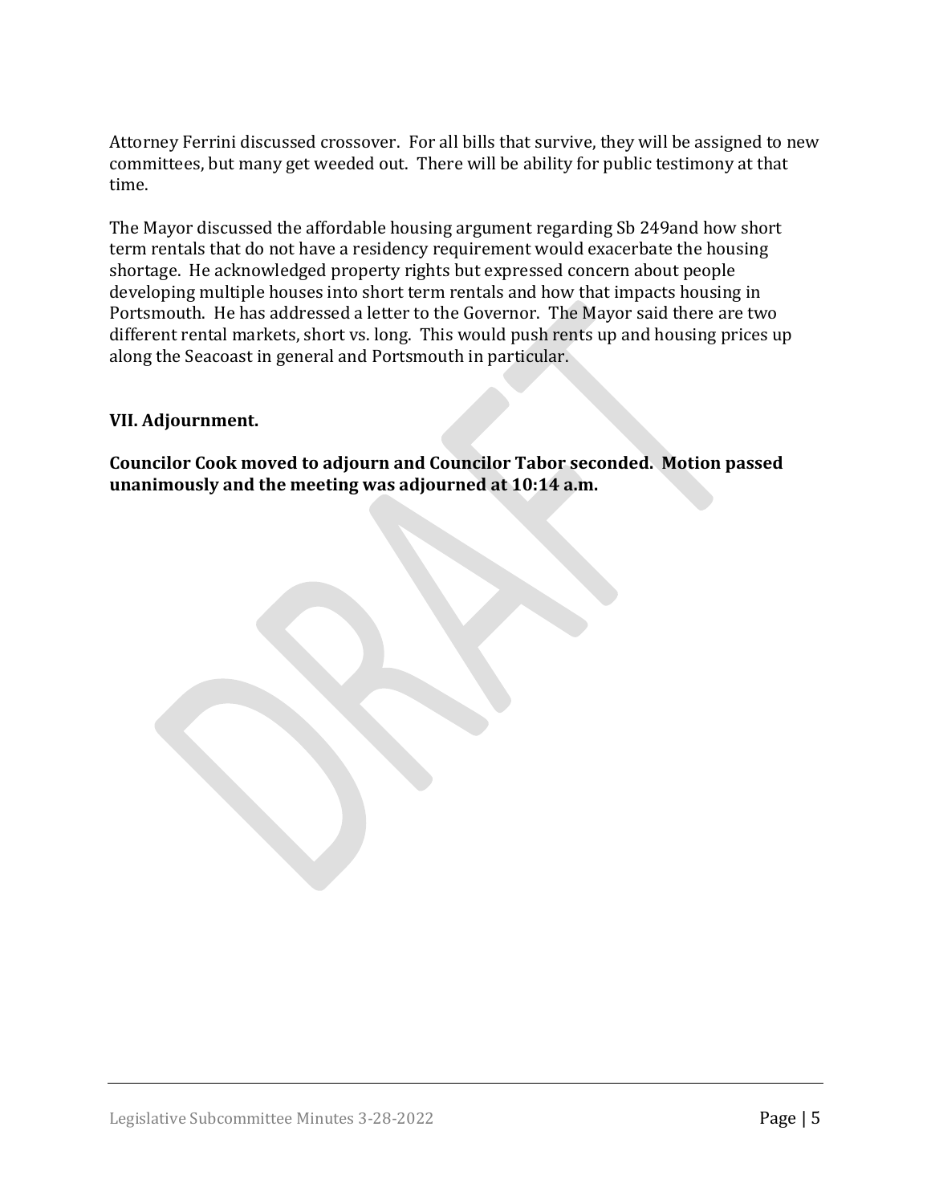Attorney Ferrini discussed crossover. For all bills that survive, they will be assigned to new committees, but many get weeded out. There will be ability for public testimony at that time.

The Mayor discussed the affordable housing argument regarding Sb 249and how short term rentals that do not have a residency requirement would exacerbate the housing shortage. He acknowledged property rights but expressed concern about people developing multiple houses into short term rentals and how that impacts housing in Portsmouth. He has addressed a letter to the Governor. The Mayor said there are two different rental markets, short vs. long. This would push rents up and housing prices up along the Seacoast in general and Portsmouth in particular.

## VII. Adjournment.

**Councilor Cook moved to adjourn and Councilor Tabor seconded. Motion passed unanimously and the meeting was adjourned at 10:14 a.m.**